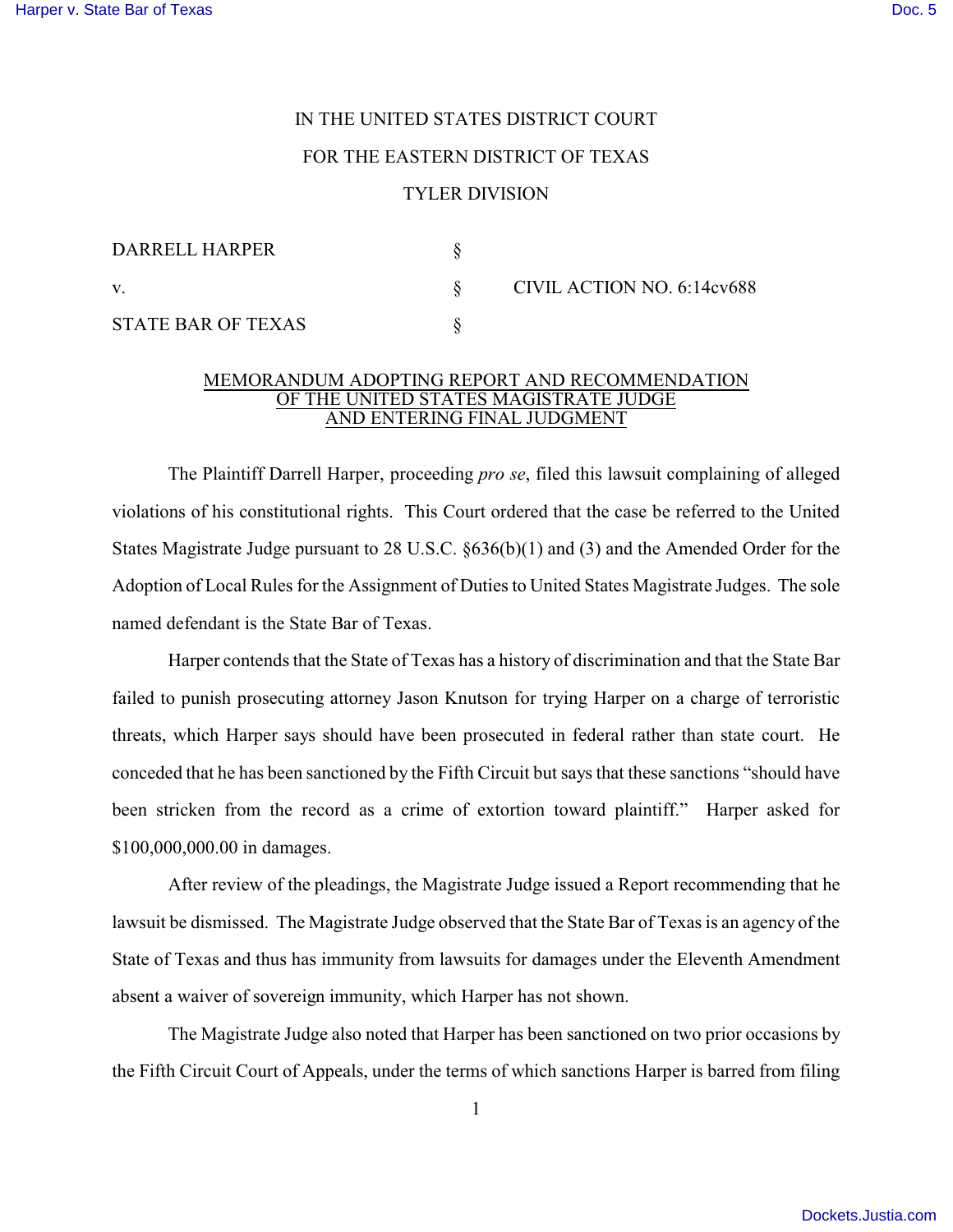IN THE UNITED STATES DISTRICT COURT

FOR THE EASTERN DISTRICT OF TEXAS

TYLER DIVISION

| | | |
|---|---|---|
| DARRELL HARPER | § | |
| v. | § | CIVIL ACTION NO. 6:14cv688 |
| STATE BAR OF TEXAS | § | |

MEMORANDUM ADOPTING REPORT AND RECOMMENDATION OF THE UNITED STATES MAGISTRATE JUDGE AND ENTERING FINAL JUDGMENT

The Plaintiff Darrell Harper, proceeding *pro se*, filed this lawsuit complaining of alleged violations of his constitutional rights. This Court ordered that the case be referred to the United States Magistrate Judge pursuant to 28 U.S.C. §636(b)(1) and (3) and the Amended Order for the Adoption of Local Rules for the Assignment of Duties to United States Magistrate Judges. The sole named defendant is the State Bar of Texas.

Harper contends that the State of Texas has a history of discrimination and that the State Bar failed to punish prosecuting attorney Jason Knutson for trying Harper on a charge of terroristic threats, which Harper says should have been prosecuted in federal rather than state court. He conceded that he has been sanctioned by the Fifth Circuit but says that these sanctions "should have been stricken from the record as a crime of extortion toward plaintiff." Harper asked for $100,000,000.00 in damages.

After review of the pleadings, the Magistrate Judge issued a Report recommending that he lawsuit be dismissed. The Magistrate Judge observed that the State Bar of Texas is an agency of the State of Texas and thus has immunity from lawsuits for damages under the Eleventh Amendment absent a waiver of sovereign immunity, which Harper has not shown.

The Magistrate Judge also noted that Harper has been sanctioned on two prior occasions by the Fifth Circuit Court of Appeals, under the terms of which sanctions Harper is barred from filing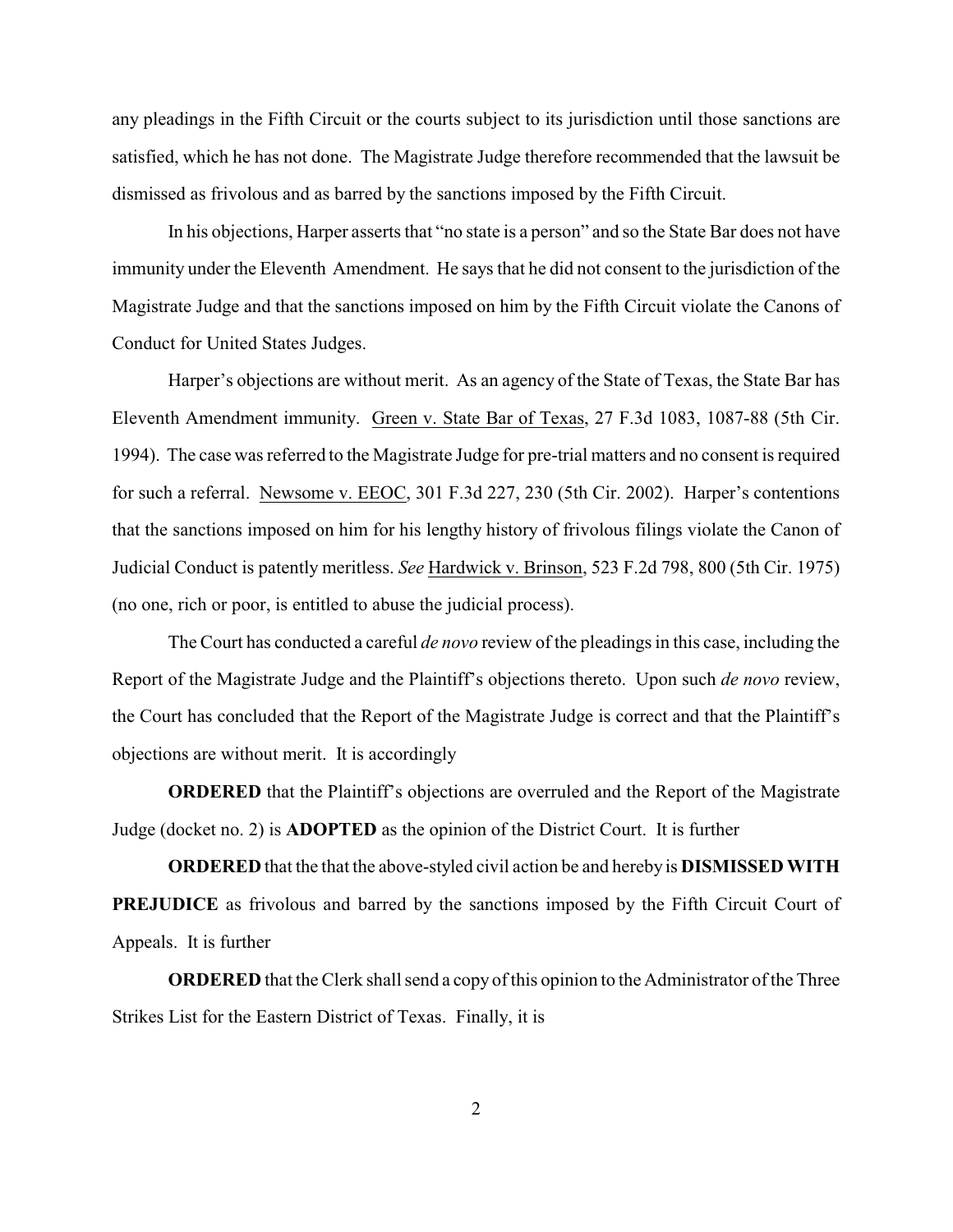any pleadings in the Fifth Circuit or the courts subject to its jurisdiction until those sanctions are satisfied, which he has not done. The Magistrate Judge therefore recommended that the lawsuit be dismissed as frivolous and as barred by the sanctions imposed by the Fifth Circuit.

In his objections, Harper asserts that "no state is a person" and so the State Bar does not have immunity under the Eleventh Amendment. He says that he did not consent to the jurisdiction of the Magistrate Judge and that the sanctions imposed on him by the Fifth Circuit violate the Canons of Conduct for United States Judges.

Harper's objections are without merit. As an agency of the State of Texas, the State Bar has Eleventh Amendment immunity. Green v. State Bar of Texas, 27 F.3d 1083, 1087-88 (5th Cir. 1994). The case was referred to the Magistrate Judge for pre-trial matters and no consent is required for such a referral. Newsome v. EEOC, 301 F.3d 227, 230 (5th Cir. 2002). Harper's contentions that the sanctions imposed on him for his lengthy history of frivolous filings violate the Canon of Judicial Conduct is patently meritless. *See* Hardwick v. Brinson, 523 F.2d 798, 800 (5th Cir. 1975) (no one, rich or poor, is entitled to abuse the judicial process).

The Court has conducted a careful *de novo* review of the pleadings in this case, including the Report of the Magistrate Judge and the Plaintiff's objections thereto. Upon such *de novo* review, the Court has concluded that the Report of the Magistrate Judge is correct and that the Plaintiff's objections are without merit. It is accordingly

**ORDERED** that the Plaintiff's objections are overruled and the Report of the Magistrate Judge (docket no. 2) is **ADOPTED** as the opinion of the District Court. It is further

**ORDERED** that the that the above-styled civil action be and hereby is **DISMISSED WITH PREJUDICE** as frivolous and barred by the sanctions imposed by the Fifth Circuit Court of Appeals. It is further

**ORDERED** that the Clerk shall send a copy of this opinion to the Administrator of the Three Strikes List for the Eastern District of Texas. Finally, it is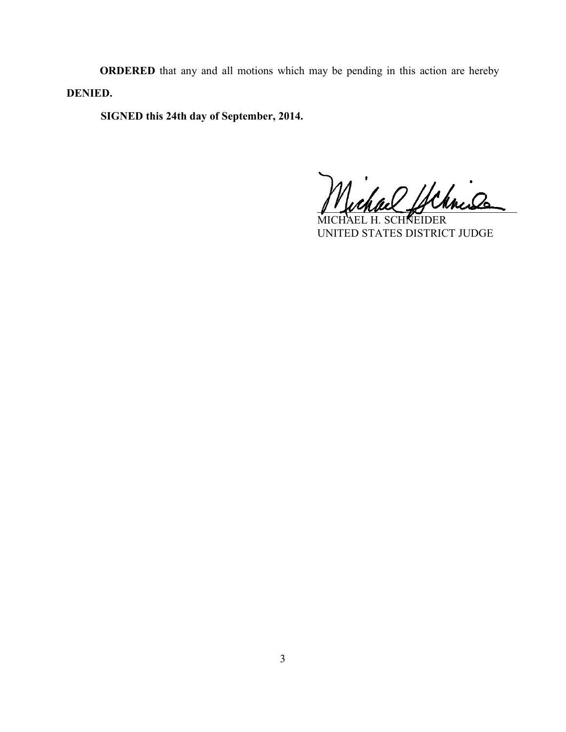**ORDERED** that any and all motions which may be pending in this action are hereby **DENIED.**

**SIGNED this 24th day of September, 2014.**

MICHAEL H. SCHNEIDER
UNITED STATES DISTRICT JUDGE